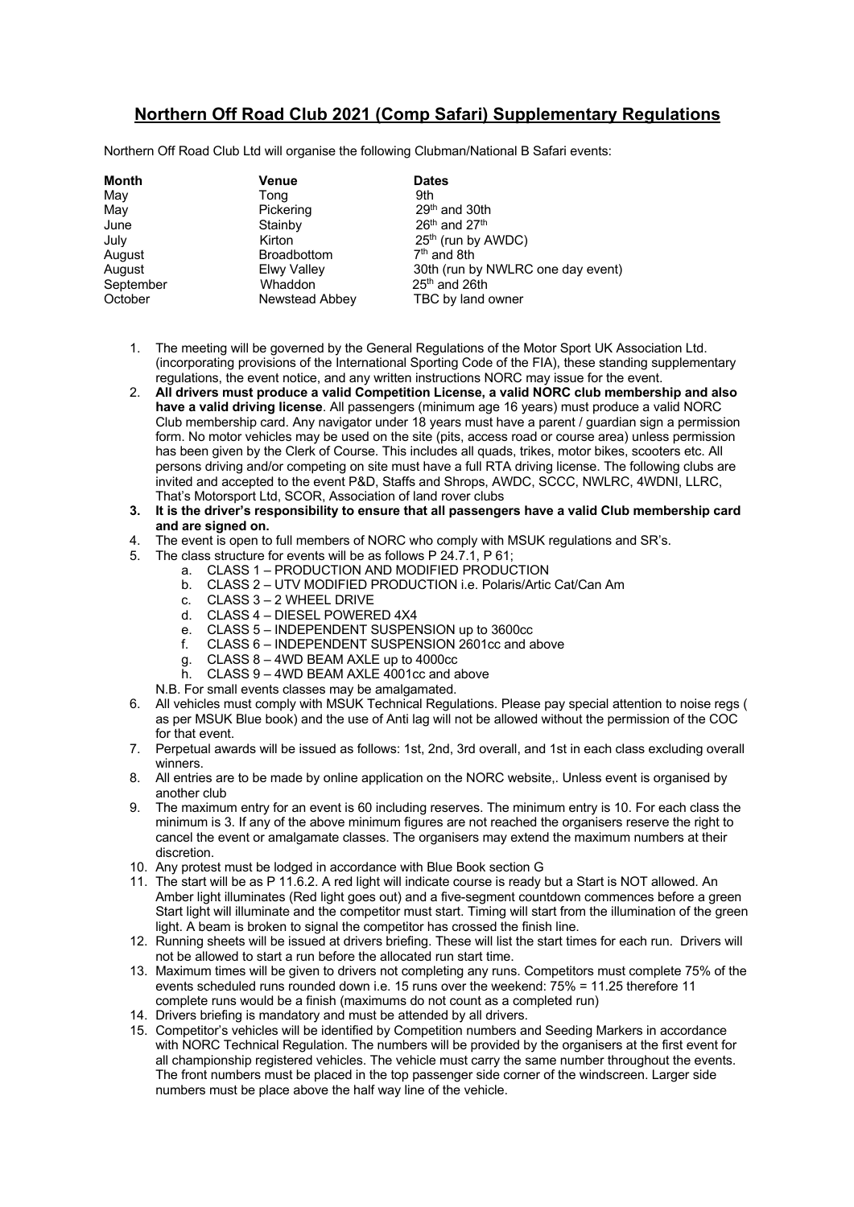# Northern Off Road Club 2021 (Comp Safari) Supplementary Regulations

Northern Off Road Club Ltd will organise the following Clubman/National B Safari events:

| Month | Venue | Dates |
|---|---|---|
| May | Tong | 9th |
| May | Pickering | 29th and 30th |
| June | Stainby | 26th and 27th |
| July | Kirton | 25th (run by AWDC) |
| August | Broadbottom | 7th and 8th |
| August | Elwy Valley | 30th (run by NWLRC one day event) |
| September | Whaddon | 25th and 26th |
| October | Newstead Abbey | TBC by land owner |

1. The meeting will be governed by the General Regulations of the Motor Sport UK Association Ltd. (incorporating provisions of the International Sporting Code of the FIA), these standing supplementary regulations, the event notice, and any written instructions NORC may issue for the event.
2. **All drivers must produce a valid Competition License, a valid NORC club membership and also have a valid driving license**. All passengers (minimum age 16 years) must produce a valid NORC Club membership card. Any navigator under 18 years must have a parent / guardian sign a permission form. No motor vehicles may be used on the site (pits, access road or course area) unless permission has been given by the Clerk of Course. This includes all quads, trikes, motor bikes, scooters etc. All persons driving and/or competing on site must have a full RTA driving license. The following clubs are invited and accepted to the event P&D, Staffs and Shrops, AWDC, SCCC, NWLRC, 4WDNI, LLRC, That's Motorsport Ltd, SCOR, Association of land rover clubs
3. **It is the driver's responsibility to ensure that all passengers have a valid Club membership card and are signed on.**
4. The event is open to full members of NORC who comply with MSUK regulations and SR's.
5. The class structure for events will be as follows P 24.7.1, P 61;
   a. CLASS 1 – PRODUCTION AND MODIFIED PRODUCTION
   b. CLASS 2 – UTV MODIFIED PRODUCTION i.e. Polaris/Artic Cat/Can Am
   c. CLASS 3 – 2 WHEEL DRIVE
   d. CLASS 4 – DIESEL POWERED 4X4
   e. CLASS 5 – INDEPENDENT SUSPENSION up to 3600cc
   f. CLASS 6 – INDEPENDENT SUSPENSION 2601cc and above
   g. CLASS 8 – 4WD BEAM AXLE up to 4000cc
   h. CLASS 9 – 4WD BEAM AXLE 4001cc and above

   N.B. For small events classes may be amalgamated.
6. All vehicles must comply with MSUK Technical Regulations. Please pay special attention to noise regs ( as per MSUK Blue book) and the use of Anti lag will not be allowed without the permission of the COC for that event.
7. Perpetual awards will be issued as follows: 1st, 2nd, 3rd overall, and 1st in each class excluding overall winners.
8. All entries are to be made by online application on the NORC website,. Unless event is organised by another club
9. The maximum entry for an event is 60 including reserves. The minimum entry is 10. For each class the minimum is 3. If any of the above minimum figures are not reached the organisers reserve the right to cancel the event or amalgamate classes. The organisers may extend the maximum numbers at their discretion.
10. Any protest must be lodged in accordance with Blue Book section G
11. The start will be as P 11.6.2. A red light will indicate course is ready but a Start is NOT allowed. An Amber light illuminates (Red light goes out) and a five-segment countdown commences before a green Start light will illuminate and the competitor must start. Timing will start from the illumination of the green light. A beam is broken to signal the competitor has crossed the finish line.
12. Running sheets will be issued at drivers briefing. These will list the start times for each run. Drivers will not be allowed to start a run before the allocated run start time.
13. Maximum times will be given to drivers not completing any runs. Competitors must complete 75% of the events scheduled runs rounded down i.e. 15 runs over the weekend: 75% = 11.25 therefore 11 complete runs would be a finish (maximums do not count as a completed run)
14. Drivers briefing is mandatory and must be attended by all drivers.
15. Competitor's vehicles will be identified by Competition numbers and Seeding Markers in accordance with NORC Technical Regulation. The numbers will be provided by the organisers at the first event for all championship registered vehicles. The vehicle must carry the same number throughout the events. The front numbers must be placed in the top passenger side corner of the windscreen. Larger side numbers must be place above the half way line of the vehicle.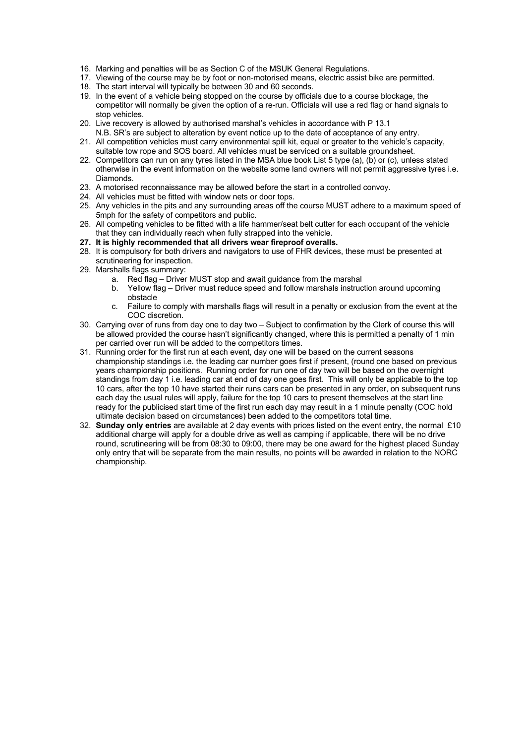16. Marking and penalties will be as Section C of the MSUK General Regulations.
17. Viewing of the course may be by foot or non-motorised means, electric assist bike are permitted.
18. The start interval will typically be between 30 and 60 seconds.
19. In the event of a vehicle being stopped on the course by officials due to a course blockage, the competitor will normally be given the option of a re-run. Officials will use a red flag or hand signals to stop vehicles.
20. Live recovery is allowed by authorised marshal's vehicles in accordance with P 13.1
    N.B. SR's are subject to alteration by event notice up to the date of acceptance of any entry.
21. All competition vehicles must carry environmental spill kit, equal or greater to the vehicle's capacity, suitable tow rope and SOS board. All vehicles must be serviced on a suitable groundsheet.
22. Competitors can run on any tyres listed in the MSA blue book List 5 type (a), (b) or (c), unless stated otherwise in the event information on the website some land owners will not permit aggressive tyres i.e. Diamonds.
23. A motorised reconnaissance may be allowed before the start in a controlled convoy.
24. All vehicles must be fitted with window nets or door tops.
25. Any vehicles in the pits and any surrounding areas off the course MUST adhere to a maximum speed of 5mph for the safety of competitors and public.
26. All competing vehicles to be fitted with a life hammer/seat belt cutter for each occupant of the vehicle that they can individually reach when fully strapped into the vehicle.
27. **It is highly recommended that all drivers wear fireproof overalls.**
28. It is compulsory for both drivers and navigators to use of FHR devices, these must be presented at scrutineering for inspection.
29. Marshalls flags summary:
    a. Red flag – Driver MUST stop and await guidance from the marshal
    b. Yellow flag – Driver must reduce speed and follow marshals instruction around upcoming obstacle
    c. Failure to comply with marshalls flags will result in a penalty or exclusion from the event at the COC discretion.
30. Carrying over of runs from day one to day two – Subject to confirmation by the Clerk of course this will be allowed provided the course hasn't significantly changed, where this is permitted a penalty of 1 min per carried over run will be added to the competitors times.
31. Running order for the first run at each event, day one will be based on the current seasons championship standings i.e. the leading car number goes first if present, (round one based on previous years championship positions. Running order for run one of day two will be based on the overnight standings from day 1 i.e. leading car at end of day one goes first. This will only be applicable to the top 10 cars, after the top 10 have started their runs cars can be presented in any order, on subsequent runs each day the usual rules will apply, failure for the top 10 cars to present themselves at the start line ready for the publicised start time of the first run each day may result in a 1 minute penalty (COC hold ultimate decision based on circumstances) been added to the competitors total time.
32. **Sunday only entries** are available at 2 day events with prices listed on the event entry, the normal £10 additional charge will apply for a double drive as well as camping if applicable, there will be no drive round, scrutineering will be from 08:30 to 09:00, there may be one award for the highest placed Sunday only entry that will be separate from the main results, no points will be awarded in relation to the NORC championship.